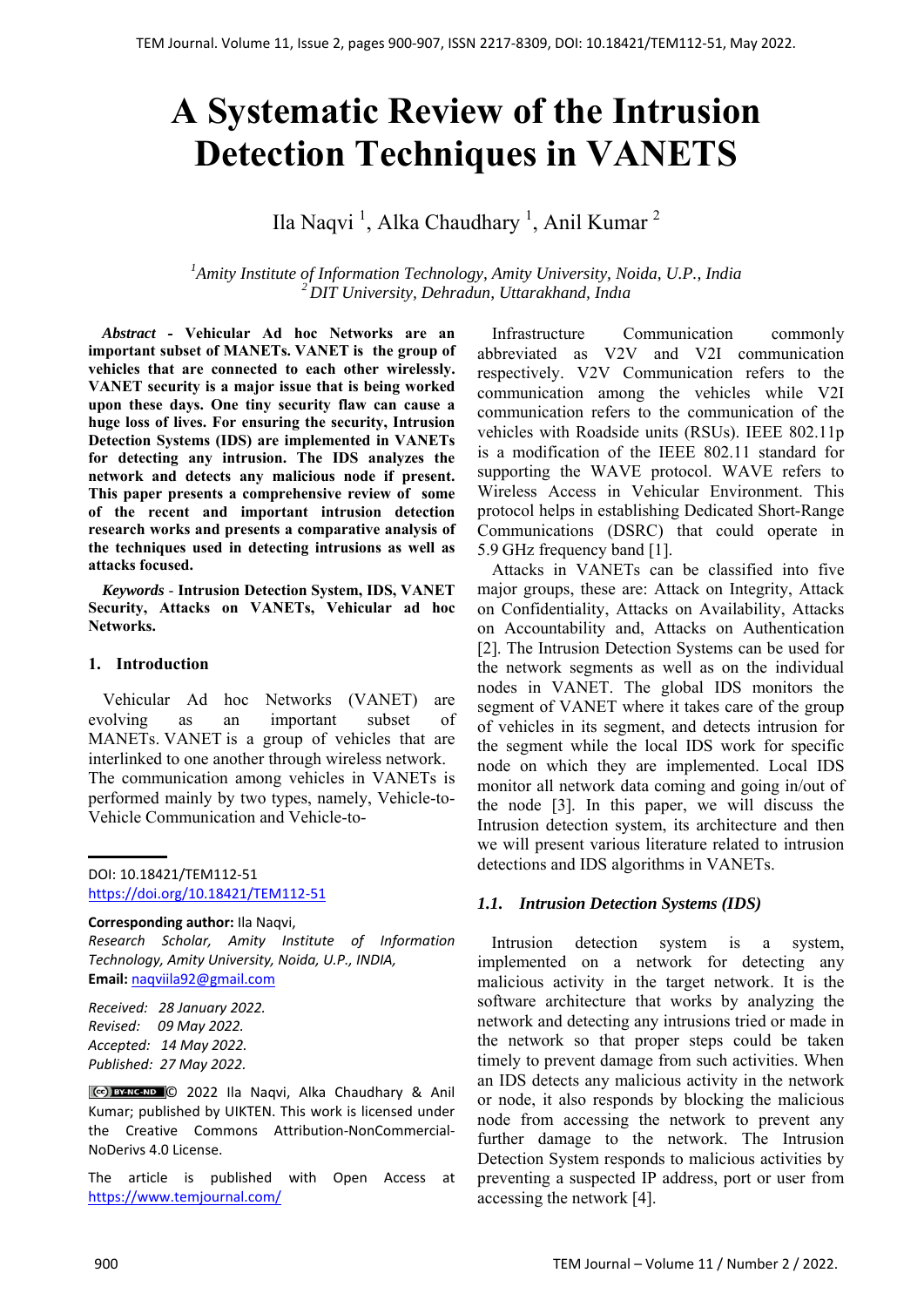# A Systematic Review of the Intrusion Detection Techniques in VANETS

Ila Naqvi [1], Alka Chaudhary [1], Anil Kumar [2]

[1] *Amity Institute of Information Technology, Amity University, Noida, U.P., India*
[2] *DIT University, Dehradun, Uttarakhand, India*

***Abstract*** **- Vehicular Ad hoc Networks are an important subset of MANETs. VANET is the group of vehicles that are connected to each other wirelessly. VANET security is a major issue that is being worked upon these days. One tiny security flaw can cause a huge loss of lives. For ensuring the security, Intrusion Detection Systems (IDS) are implemented in VANETs for detecting any intrusion. The IDS analyzes the network and detects any malicious node if present. This paper presents a comprehensive review of some of the recent and important intrusion detection research works and presents a comparative analysis of the techniques used in detecting intrusions as well as attacks focused.**

***Keywords*** **- Intrusion Detection System, IDS, VANET Security, Attacks on VANETs, Vehicular ad hoc Networks.**

## 1. Introduction

Vehicular Ad hoc Networks (VANET) are evolving as an important subset of MANETs. VANET is a group of vehicles that are interlinked to one another through wireless network. The communication among vehicles in VANETs is performed mainly by two types, namely, Vehicle-to-Vehicle Communication and Vehicle-to-Infrastructure Communication commonly abbreviated as V2V and V2I communication respectively. V2V Communication refers to the communication among the vehicles while V2I communication refers to the communication of the vehicles with Roadside units (RSUs). IEEE 802.11p is a modification of the IEEE 802.11 standard for supporting the WAVE protocol. WAVE refers to Wireless Access in Vehicular Environment. This protocol helps in establishing Dedicated Short-Range Communications (DSRC) that could operate in 5.9 GHz frequency band [1].

Attacks in VANETs can be classified into five major groups, these are: Attack on Integrity, Attack on Confidentiality, Attacks on Availability, Attacks on Accountability and, Attacks on Authentication [2]. The Intrusion Detection Systems can be used for the network segments as well as on the individual nodes in VANET. The global IDS monitors the segment of VANET where it takes care of the group of vehicles in its segment, and detects intrusion for the segment while the local IDS work for specific node on which they are implemented. Local IDS monitor all network data coming and going in/out of the node [3]. In this paper, we will discuss the Intrusion detection system, its architecture and then we will present various literature related to intrusion detections and IDS algorithms in VANETs.

### *1.1. Intrusion Detection Systems (IDS)*

Intrusion detection system is a system, implemented on a network for detecting any malicious activity in the target network. It is the software architecture that works by analyzing the network and detecting any intrusions tried or made in the network so that proper steps could be taken timely to prevent damage from such activities. When an IDS detects any malicious activity in the network or node, it also responds by blocking the malicious node from accessing the network to prevent any further damage to the network. The Intrusion Detection System responds to malicious activities by preventing a suspected IP address, port or user from accessing the network [4].

---

DOI: 10.18421/TEM112-51
https://doi.org/10.18421/TEM112-51

**Corresponding author:** Ila Naqvi,
*Research Scholar, Amity Institute of Information Technology, Amity University, Noida, U.P., INDIA,*
**Email:** naqviila92@gmail.com

*Received: 28 January 2022.*
*Revised: 09 May 2022.*
*Accepted: 14 May 2022.*
*Published: 27 May 2022.*

© 2022 Ila Naqvi, Alka Chaudhary & Anil Kumar; published by UIKTEN. This work is licensed under the Creative Commons Attribution-NonCommercial-NoDerivs 4.0 License.

The article is published with Open Access at https://www.temjournal.com/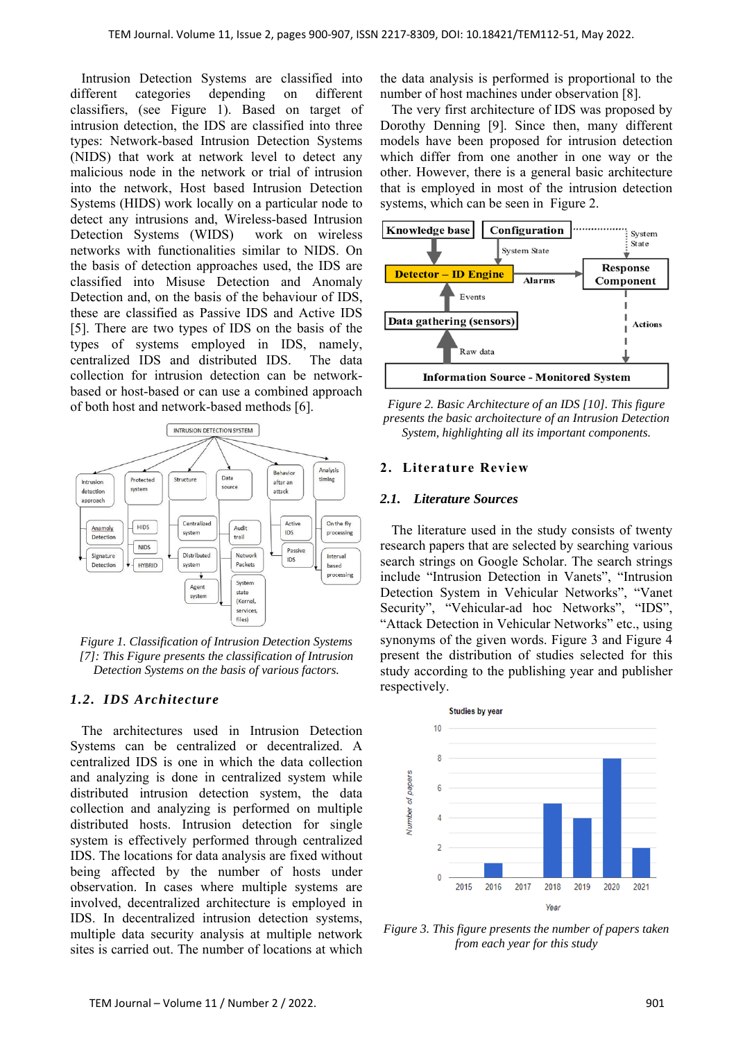Intrusion Detection Systems are classified into different categories depending on different classifiers, (see Figure 1). Based on target of intrusion detection, the IDS are classified into three types: Network-based Intrusion Detection Systems (NIDS) that work at network level to detect any malicious node in the network or trial of intrusion into the network, Host based Intrusion Detection Systems (HIDS) work locally on a particular node to detect any intrusions and, Wireless-based Intrusion Detection Systems (WIDS) work on wireless networks with functionalities similar to NIDS. On the basis of detection approaches used, the IDS are classified into Misuse Detection and Anomaly Detection and, on the basis of the behaviour of IDS, these are classified as Passive IDS and Active IDS [5]. There are two types of IDS on the basis of the types of systems employed in IDS, namely, centralized IDS and distributed IDS. The data collection for intrusion detection can be network-based or host-based or can use a combined approach of both host and network-based methods [6].

*Figure 1. Classification of Intrusion Detection Systems [7]: This Figure presents the classification of Intrusion Detection Systems on the basis of various factors.*

### 1.2. IDS Architecture

The architectures used in Intrusion Detection Systems can be centralized or decentralized. A centralized IDS is one in which the data collection and analyzing is done in centralized system while distributed intrusion detection system, the data collection and analyzing is performed on multiple distributed hosts. Intrusion detection for single system is effectively performed through centralized IDS. The locations for data analysis are fixed without being affected by the number of hosts under observation. In cases where multiple systems are involved, decentralized architecture is employed in IDS. In decentralized intrusion detection systems, multiple data security analysis at multiple network sites is carried out. The number of locations at which the data analysis is performed is proportional to the number of host machines under observation [8].

The very first architecture of IDS was proposed by Dorothy Denning [9]. Since then, many different models have been proposed for intrusion detection which differ from one another in one way or the other. However, there is a general basic architecture that is employed in most of the intrusion detection systems, which can be seen in Figure 2.

*Figure 2. Basic Architecture of an IDS [10]. This figure presents the basic archoitecture of an Intrusion Detection System, highlighting all its important components.*

## 2. Literature Review

### 2.1. Literature Sources

The literature used in the study consists of twenty research papers that are selected by searching various search strings on Google Scholar. The search strings include "Intrusion Detection in Vanets", "Intrusion Detection System in Vehicular Networks", "Vanet Security", "Vehicular-ad hoc Networks", "IDS", "Attack Detection in Vehicular Networks" etc., using synonyms of the given words. Figure 3 and Figure 4 present the distribution of studies selected for this study according to the publishing year and publisher respectively.

*Figure 3. This figure presents the number of papers taken from each year for this study*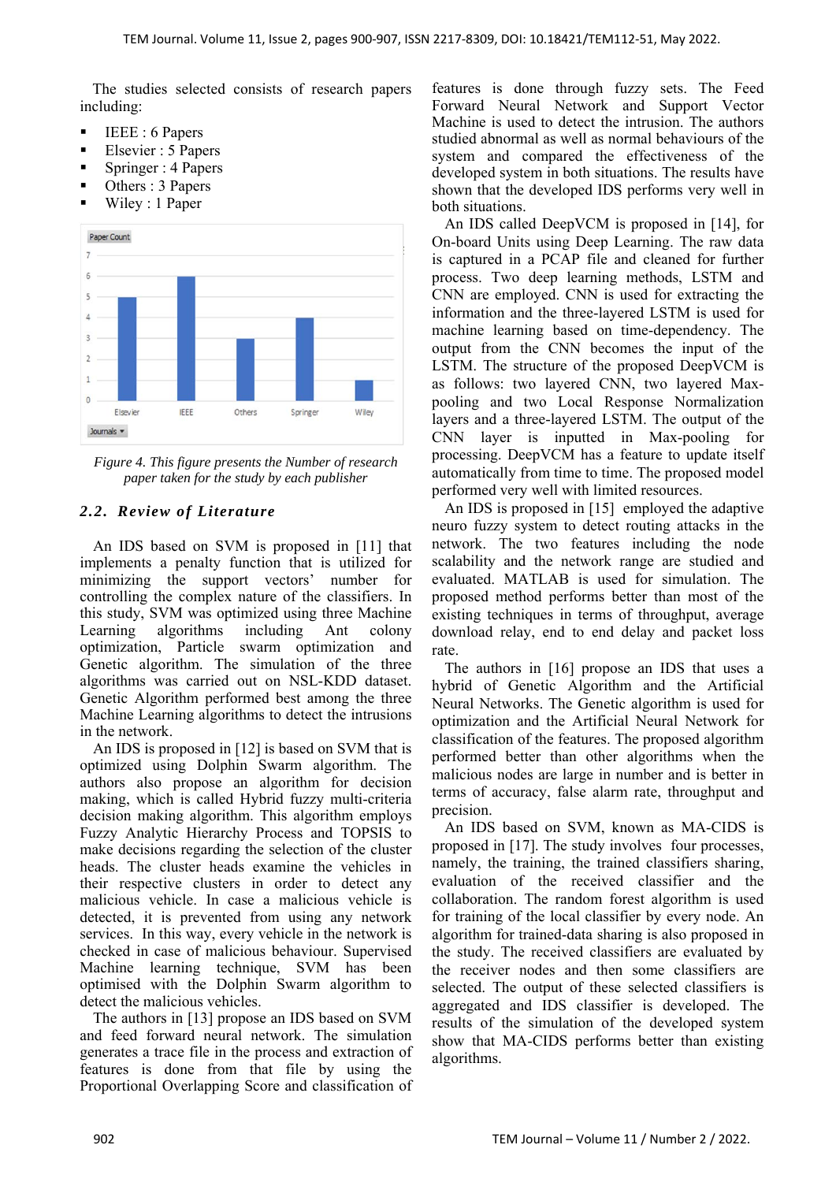The studies selected consists of research papers including:

- IEEE : 6 Papers
- Elsevier : 5 Papers
- Springer : 4 Papers
- Others : 3 Papers
- Wiley : 1 Paper

*Figure 4. This figure presents the Number of research paper taken for the study by each publisher*

## 2.2. Review of Literature

An IDS based on SVM is proposed in [11] that implements a penalty function that is utilized for minimizing the support vectors' number for controlling the complex nature of the classifiers. In this study, SVM was optimized using three Machine Learning algorithms including Ant colony optimization, Particle swarm optimization and Genetic algorithm. The simulation of the three algorithms was carried out on NSL-KDD dataset. Genetic Algorithm performed best among the three Machine Learning algorithms to detect the intrusions in the network.

An IDS is proposed in [12] is based on SVM that is optimized using Dolphin Swarm algorithm. The authors also propose an algorithm for decision making, which is called Hybrid fuzzy multi-criteria decision making algorithm. This algorithm employs Fuzzy Analytic Hierarchy Process and TOPSIS to make decisions regarding the selection of the cluster heads. The cluster heads examine the vehicles in their respective clusters in order to detect any malicious vehicle. In case a malicious vehicle is detected, it is prevented from using any network services. In this way, every vehicle in the network is checked in case of malicious behaviour. Supervised Machine learning technique, SVM has been optimised with the Dolphin Swarm algorithm to detect the malicious vehicles.

The authors in [13] propose an IDS based on SVM and feed forward neural network. The simulation generates a trace file in the process and extraction of features is done from that file by using the Proportional Overlapping Score and classification of features is done through fuzzy sets. The Feed Forward Neural Network and Support Vector Machine is used to detect the intrusion. The authors studied abnormal as well as normal behaviours of the system and compared the effectiveness of the developed system in both situations. The results have shown that the developed IDS performs very well in both situations.

An IDS called DeepVCM is proposed in [14], for On-board Units using Deep Learning. The raw data is captured in a PCAP file and cleaned for further process. Two deep learning methods, LSTM and CNN are employed. CNN is used for extracting the information and the three-layered LSTM is used for machine learning based on time-dependency. The output from the CNN becomes the input of the LSTM. The structure of the proposed DeepVCM is as follows: two layered CNN, two layered Max-pooling and two Local Response Normalization layers and a three-layered LSTM. The output of the CNN layer is inputted in Max-pooling for processing. DeepVCM has a feature to update itself automatically from time to time. The proposed model performed very well with limited resources.

An IDS is proposed in [15] employed the adaptive neuro fuzzy system to detect routing attacks in the network. The two features including the node scalability and the network range are studied and evaluated. MATLAB is used for simulation. The proposed method performs better than most of the existing techniques in terms of throughput, average download relay, end to end delay and packet loss rate.

The authors in [16] propose an IDS that uses a hybrid of Genetic Algorithm and the Artificial Neural Networks. The Genetic algorithm is used for optimization and the Artificial Neural Network for classification of the features. The proposed algorithm performed better than other algorithms when the malicious nodes are large in number and is better in terms of accuracy, false alarm rate, throughput and precision.

An IDS based on SVM, known as MA-CIDS is proposed in [17]. The study involves four processes, namely, the training, the trained classifiers sharing, evaluation of the received classifier and the collaboration. The random forest algorithm is used for training of the local classifier by every node. An algorithm for trained-data sharing is also proposed in the study. The received classifiers are evaluated by the receiver nodes and then some classifiers are selected. The output of these selected classifiers is aggregated and IDS classifier is developed. The results of the simulation of the developed system show that MA-CIDS performs better than existing algorithms.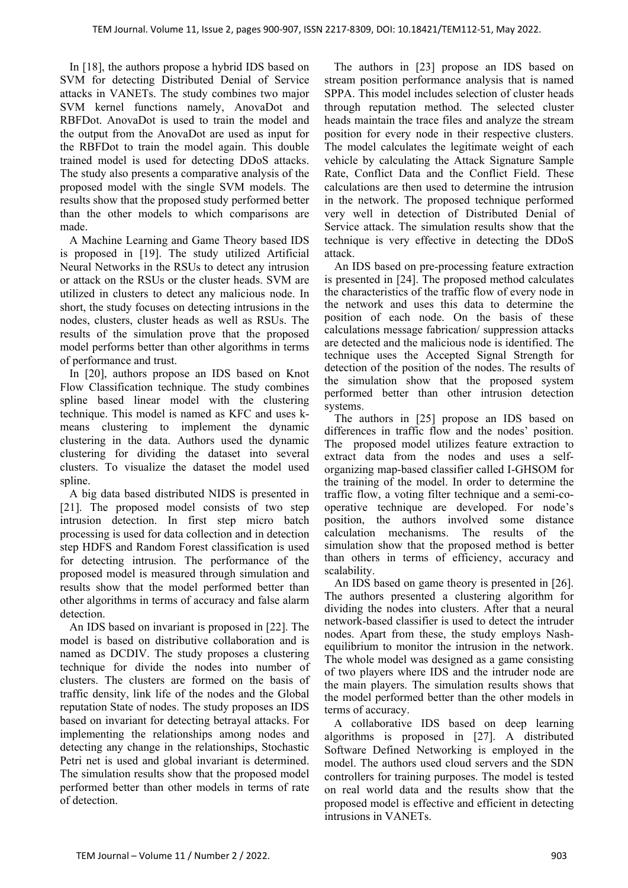In [18], the authors propose a hybrid IDS based on SVM for detecting Distributed Denial of Service attacks in VANETs. The study combines two major SVM kernel functions namely, AnovaDot and RBFDot. AnovaDot is used to train the model and the output from the AnovaDot are used as input for the RBFDot to train the model again. This double trained model is used for detecting DDoS attacks. The study also presents a comparative analysis of the proposed model with the single SVM models. The results show that the proposed study performed better than the other models to which comparisons are made.

A Machine Learning and Game Theory based IDS is proposed in [19]. The study utilized Artificial Neural Networks in the RSUs to detect any intrusion or attack on the RSUs or the cluster heads. SVM are utilized in clusters to detect any malicious node. In short, the study focuses on detecting intrusions in the nodes, clusters, cluster heads as well as RSUs. The results of the simulation prove that the proposed model performs better than other algorithms in terms of performance and trust.

In [20], authors propose an IDS based on Knot Flow Classification technique. The study combines spline based linear model with the clustering technique. This model is named as KFC and uses k-means clustering to implement the dynamic clustering in the data. Authors used the dynamic clustering for dividing the dataset into several clusters. To visualize the dataset the model used spline.

A big data based distributed NIDS is presented in [21]. The proposed model consists of two step intrusion detection. In first step micro batch processing is used for data collection and in detection step HDFS and Random Forest classification is used for detecting intrusion. The performance of the proposed model is measured through simulation and results show that the model performed better than other algorithms in terms of accuracy and false alarm detection.

An IDS based on invariant is proposed in [22]. The model is based on distributive collaboration and is named as DCDIV. The study proposes a clustering technique for divide the nodes into number of clusters. The clusters are formed on the basis of traffic density, link life of the nodes and the Global reputation State of nodes. The study proposes an IDS based on invariant for detecting betrayal attacks. For implementing the relationships among nodes and detecting any change in the relationships, Stochastic Petri net is used and global invariant is determined. The simulation results show that the proposed model performed better than other models in terms of rate of detection.

The authors in [23] propose an IDS based on stream position performance analysis that is named SPPA. This model includes selection of cluster heads through reputation method. The selected cluster heads maintain the trace files and analyze the stream position for every node in their respective clusters. The model calculates the legitimate weight of each vehicle by calculating the Attack Signature Sample Rate, Conflict Data and the Conflict Field. These calculations are then used to determine the intrusion in the network. The proposed technique performed very well in detection of Distributed Denial of Service attack. The simulation results show that the technique is very effective in detecting the DDoS attack.

An IDS based on pre-processing feature extraction is presented in [24]. The proposed method calculates the characteristics of the traffic flow of every node in the network and uses this data to determine the position of each node. On the basis of these calculations message fabrication/ suppression attacks are detected and the malicious node is identified. The technique uses the Accepted Signal Strength for detection of the position of the nodes. The results of the simulation show that the proposed system performed better than other intrusion detection systems.

The authors in [25] propose an IDS based on differences in traffic flow and the nodes' position. The proposed model utilizes feature extraction to extract data from the nodes and uses a self-organizing map-based classifier called I-GHSOM for the training of the model. In order to determine the traffic flow, a voting filter technique and a semi-co-operative technique are developed. For node's position, the authors involved some distance calculation mechanisms. The results of the simulation show that the proposed method is better than others in terms of efficiency, accuracy and scalability.

An IDS based on game theory is presented in [26]. The authors presented a clustering algorithm for dividing the nodes into clusters. After that a neural network-based classifier is used to detect the intruder nodes. Apart from these, the study employs Nash-equilibrium to monitor the intrusion in the network. The whole model was designed as a game consisting of two players where IDS and the intruder node are the main players. The simulation results shows that the model performed better than the other models in terms of accuracy.

A collaborative IDS based on deep learning algorithms is proposed in [27]. A distributed Software Defined Networking is employed in the model. The authors used cloud servers and the SDN controllers for training purposes. The model is tested on real world data and the results show that the proposed model is effective and efficient in detecting intrusions in VANETs.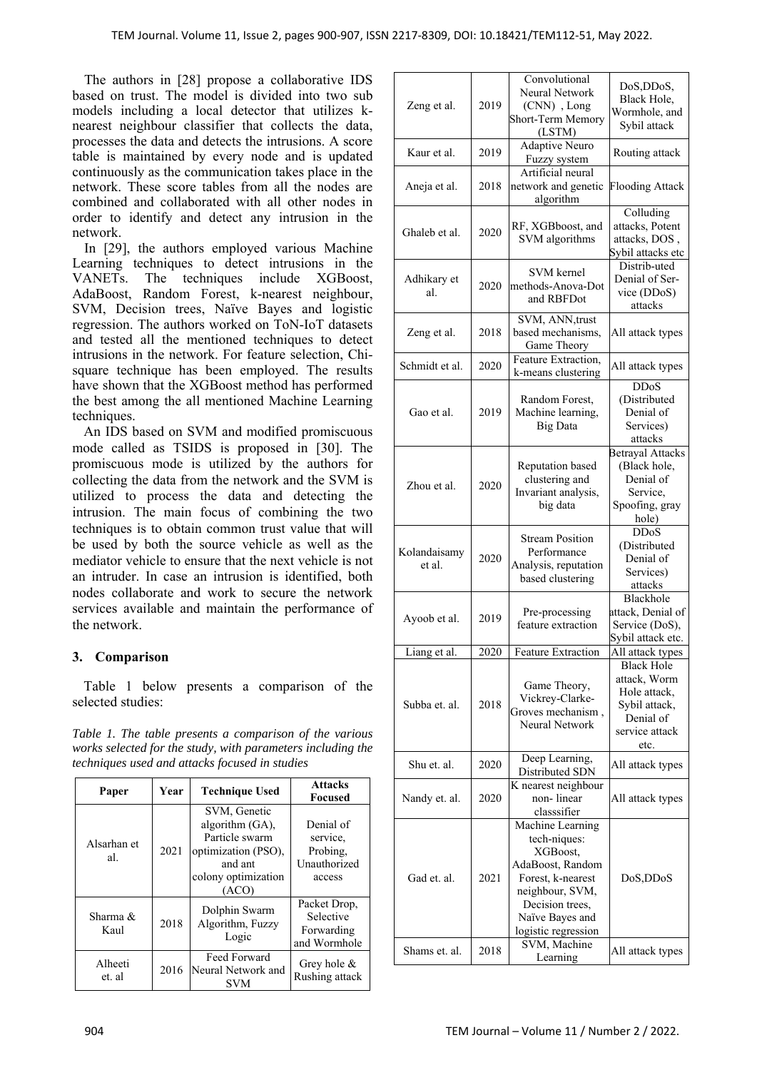The authors in [28] propose a collaborative IDS based on trust. The model is divided into two sub models including a local detector that utilizes k-nearest neighbour classifier that collects the data, processes the data and detects the intrusions. A score table is maintained by every node and is updated continuously as the communication takes place in the network. These score tables from all the nodes are combined and collaborated with all other nodes in order to identify and detect any intrusion in the network.

In [29], the authors employed various Machine Learning techniques to detect intrusions in the VANETs. The techniques include XGBoost, AdaBoost, Random Forest, k-nearest neighbour, SVM, Decision trees, Naïve Bayes and logistic regression. The authors worked on ToN-IoT datasets and tested all the mentioned techniques to detect intrusions in the network. For feature selection, Chi-square technique has been employed. The results have shown that the XGBoost method has performed the best among the all mentioned Machine Learning techniques.

An IDS based on SVM and modified promiscuous mode called as TSIDS is proposed in [30]. The promiscuous mode is utilized by the authors for collecting the data from the network and the SVM is utilized to process the data and detecting the intrusion. The main focus of combining the two techniques is to obtain common trust value that will be used by both the source vehicle as well as the mediator vehicle to ensure that the next vehicle is not an intruder. In case an intrusion is identified, both nodes collaborate and work to secure the network services available and maintain the performance of the network.

## 3. Comparison

Table 1 below presents a comparison of the selected studies:

*Table 1. The table presents a comparison of the various works selected for the study, with parameters including the techniques used and attacks focused in studies*

| Paper | Year | Technique Used | Attacks Focused |
|---|---|---|---|
| Alsarhan et al. | 2021 | SVM, Genetic algorithm (GA), Particle swarm optimization (PSO), and ant colony optimization (ACO) | Denial of service, Probing, Unauthorized access |
| Sharma & Kaul | 2018 | Dolphin Swarm Algorithm, Fuzzy Logic | Packet Drop, Selective Forwarding and Wormhole |
| Alheeti et. al | 2016 | Feed Forward Neural Network and SVM | Grey hole & Rushing attack |
| Zeng et al. | 2019 | Convolutional Neural Network (CNN) , Long Short-Term Memory (LSTM) | DoS,DDoS, Black Hole, Wormhole, and Sybil attack |
| Kaur et al. | 2019 | Adaptive Neuro Fuzzy system | Routing attack |
| Aneja et al. | 2018 | Artificial neural network and genetic algorithm | Flooding Attack |
| Ghaleb et al. | 2020 | RF, XGBboost, and SVM algorithms | Colluding attacks, Potent attacks, DOS , Sybil attacks etc |
| Adhikary et al. | 2020 | SVM kernel methods-Anova-Dot and RBFDot | Distrib-uted Denial of Ser-vice (DDoS) attacks |
| Zeng et al. | 2018 | SVM, ANN,trust based mechanisms, Game Theory | All attack types |
| Schmidt et al. | 2020 | Feature Extraction, k-means clustering | All attack types |
| Gao et al. | 2019 | Random Forest, Machine learning, Big Data | DDoS (Distributed Denial of Services) attacks |
| Zhou et al. | 2020 | Reputation based clustering and Invariant analysis, big data | Betrayal Attacks (Black hole, Denial of Service, Spoofing, gray hole) |
| Kolandaisamy et al. | 2020 | Stream Position Performance Analysis, reputation based clustering | DDoS (Distributed Denial of Services) attacks |
| Ayoob et al. | 2019 | Pre-processing feature extraction | Blackhole attack, Denial of Service (DoS), Sybil attack etc. |
| Liang et al. | 2020 | Feature Extraction | All attack types |
| Subba et. al. | 2018 | Game Theory, Vickrey-Clarke-Groves mechanism , Neural Network | Black Hole attack, Worm Hole attack, Sybil attack, Denial of service attack etc. |
| Shu et. al. | 2020 | Deep Learning, Distributed SDN | All attack types |
| Nandy et. al. | 2020 | K nearest neighbour non- linear classsifier | All attack types |
| Gad et. al. | 2021 | Machine Learning tech-niques: XGBoost, AdaBoost, Random Forest, k-nearest neighbour, SVM, Decision trees, Naïve Bayes and logistic regression | DoS,DDoS |
| Shams et. al. | 2018 | SVM, Machine Learning | All attack types |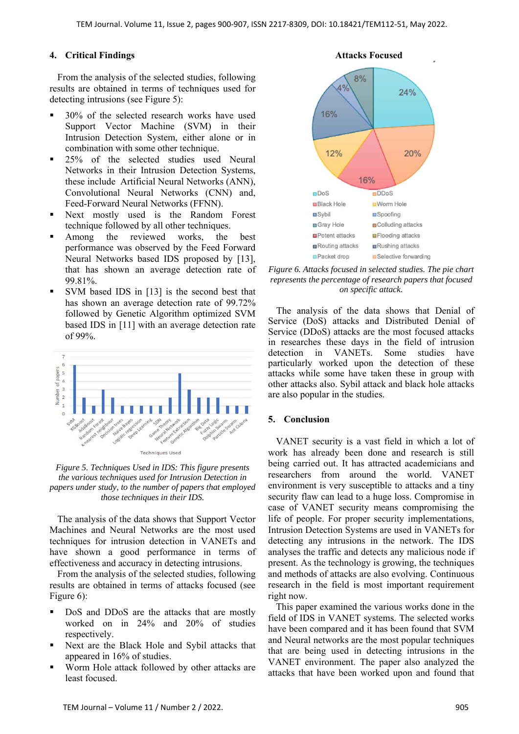## 4. Critical Findings

From the analysis of the selected studies, following results are obtained in terms of techniques used for detecting intrusions (see Figure 5):

- 30% of the selected research works have used Support Vector Machine (SVM) in their Intrusion Detection System, either alone or in combination with some other technique.
- 25% of the selected studies used Neural Networks in their Intrusion Detection Systems, these include Artificial Neural Networks (ANN), Convolutional Neural Networks (CNN) and, Feed-Forward Neural Networks (FFNN).
- Next mostly used is the Random Forest technique followed by all other techniques.
- Among the reviewed works, the best performance was observed by the Feed Forward Neural Networks based IDS proposed by [13], that has shown an average detection rate of 99.81%.
- SVM based IDS in [13] is the second best that has shown an average detection rate of 99.72% followed by Genetic Algorithm optimized SVM based IDS in [11] with an average detection rate of 99%.

Figure 5. Techniques Used in IDS: This figure presents the various techniques used for Intrusion Detection in papers under study, to the number of papers that employed those techniques in their IDS.

The analysis of the data shows that Support Vector Machines and Neural Networks are the most used techniques for intrusion detection in VANETs and have shown a good performance in terms of effectiveness and accuracy in detecting intrusions.

From the analysis of the selected studies, following results are obtained in terms of attacks focused (see Figure 6):

- DoS and DDoS are the attacks that are mostly worked on in 24% and 20% of studies respectively.
- Next are the Black Hole and Sybil attacks that appeared in 16% of studies.
- Worm Hole attack followed by other attacks are least focused.

Figure 6. Attacks focused in selected studies. The pie chart represents the percentage of research papers that focused on specific attack.

The analysis of the data shows that Denial of Service (DoS) attacks and Distributed Denial of Service (DDoS) attacks are the most focused attacks in researches these days in the field of intrusion detection in VANETs. Some studies have particularly worked upon the detection of these attacks while some have taken these in group with other attacks also. Sybil attack and black hole attacks are also popular in the studies.

## 5. Conclusion

VANET security is a vast field in which a lot of work has already been done and research is still being carried out. It has attracted academicians and researchers from around the world. VANET environment is very susceptible to attacks and a tiny security flaw can lead to a huge loss. Compromise in case of VANET security means compromising the life of people. For proper security implementations, Intrusion Detection Systems are used in VANETs for detecting any intrusions in the network. The IDS analyses the traffic and detects any malicious node if present. As the technology is growing, the techniques and methods of attacks are also evolving. Continuous research in the field is most important requirement right now.

This paper examined the various works done in the field of IDS in VANET systems. The selected works have been compared and it has been found that SVM and Neural networks are the most popular techniques that are being used in detecting intrusions in the VANET environment. The paper also analyzed the attacks that have been worked upon and found that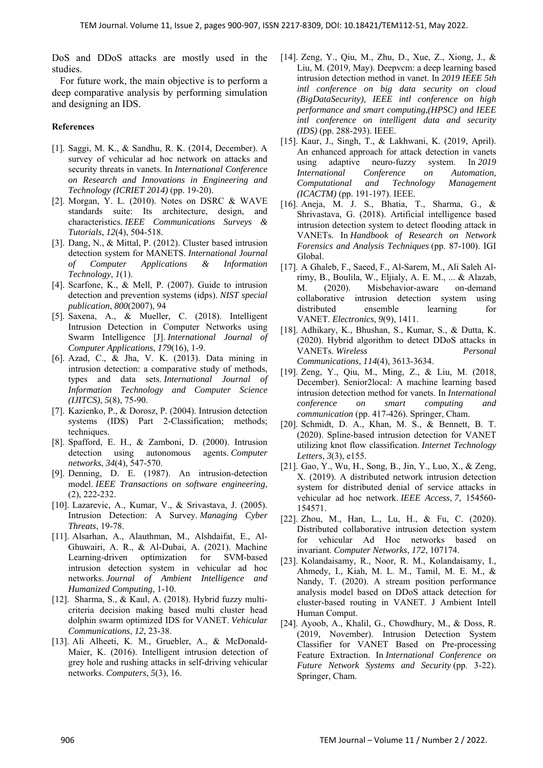DoS and DDoS attacks are mostly used in the studies.

For future work, the main objective is to perform a deep comparative analysis by performing simulation and designing an IDS.

**References**

[1]. Saggi, M. K., & Sandhu, R. K. (2014, December). A survey of vehicular ad hoc network on attacks and security threats in vanets. In *International Conference on Research and Innovations in Engineering and Technology (ICRIET 2014)* (pp. 19-20).

[2]. Morgan, Y. L. (2010). Notes on DSRC & WAVE standards suite: Its architecture, design, and characteristics. *IEEE Communications Surveys & Tutorials*, *12*(4), 504-518.

[3]. Dang, N., & Mittal, P. (2012). Cluster based intrusion detection system for MANETS. *International Journal of Computer Applications & Information Technology*, *1*(1).

[4]. Scarfone, K., & Mell, P. (2007). Guide to intrusion detection and prevention systems (idps). *NIST special publication*, *800*(2007), 94

[5]. Saxena, A., & Mueller, C. (2018). Intelligent Intrusion Detection in Computer Networks using Swarm Intelligence [J]. *International Journal of Computer Applications*, *179*(16), 1-9.

[6]. Azad, C., & Jha, V. K. (2013). Data mining in intrusion detection: a comparative study of methods, types and data sets. *International Journal of Information Technology and Computer Science (IJITCS)*, *5*(8), 75-90.

[7]. Kazienko, P., & Dorosz, P. (2004). Intrusion detection systems (IDS) Part 2-Classification; methods; techniques.

[8]. Spafford, E. H., & Zamboni, D. (2000). Intrusion detection using autonomous agents. *Computer networks*, *34*(4), 547-570.

[9]. Denning, D. E. (1987). An intrusion-detection model. *IEEE Transactions on software engineering*, (2), 222-232.

[10]. Lazarevic, A., Kumar, V., & Srivastava, J. (2005). Intrusion Detection: A Survey. *Managing Cyber Threats*, 19-78.

[11]. Alsarhan, A., Alauthman, M., Alshdaifat, E., Al-Ghuwairi, A. R., & Al-Dubai, A. (2021). Machine Learning-driven optimization for SVM-based intrusion detection system in vehicular ad hoc networks. *Journal of Ambient Intelligence and Humanized Computing*, 1-10.

[12]. Sharma, S., & Kaul, A. (2018). Hybrid fuzzy multi-criteria decision making based multi cluster head dolphin swarm optimized IDS for VANET. *Vehicular Communications*, *12*, 23-38.

[13]. Ali Alheeti, K. M., Gruebler, A., & McDonald-Maier, K. (2016). Intelligent intrusion detection of grey hole and rushing attacks in self-driving vehicular networks. *Computers*, *5*(3), 16.

[14]. Zeng, Y., Qiu, M., Zhu, D., Xue, Z., Xiong, J., & Liu, M. (2019, May). Deepvcm: a deep learning based intrusion detection method in vanet. In *2019 IEEE 5th intl conference on big data security on cloud (BigDataSecurity), IEEE intl conference on high performance and smart computing,(HPSC) and IEEE intl conference on intelligent data and security (IDS)* (pp. 288-293). IEEE.

[15]. Kaur, J., Singh, T., & Lakhwani, K. (2019, April). An enhanced approach for attack detection in vanets using adaptive neuro-fuzzy system. In *2019 International Conference on Automation, Computational and Technology Management (ICACTM)* (pp. 191-197). IEEE.

[16]. Aneja, M. J. S., Bhatia, T., Sharma, G., & Shrivastava, G. (2018). Artificial intelligence based intrusion detection system to detect flooding attack in VANETs. In *Handbook of Research on Network Forensics and Analysis Techniques* (pp. 87-100). IGI Global.

[17]. A Ghaleb, F., Saeed, F., Al-Sarem, M., Ali Saleh Al-rimy, B., Boulila, W., Eljialy, A. E. M., ... & Alazab, M. (2020). Misbehavior-aware on-demand collaborative intrusion detection system using distributed ensemble learning for VANET. *Electronics*, *9*(9), 1411.

[18]. Adhikary, K., Bhushan, S., Kumar, S., & Dutta, K. (2020). Hybrid algorithm to detect DDoS attacks in VANETs. *Wireless Personal Communications*, *114*(4), 3613-3634.

[19]. Zeng, Y., Qiu, M., Ming, Z., & Liu, M. (2018, December). Senior2local: A machine learning based intrusion detection method for vanets. In *International conference on smart computing and communication* (pp. 417-426). Springer, Cham.

[20]. Schmidt, D. A., Khan, M. S., & Bennett, B. T. (2020). Spline-based intrusion detection for VANET utilizing knot flow classification. *Internet Technology Letters*, *3*(3), e155.

[21]. Gao, Y., Wu, H., Song, B., Jin, Y., Luo, X., & Zeng, X. (2019). A distributed network intrusion detection system for distributed denial of service attacks in vehicular ad hoc network. *IEEE Access*, *7*, 154560-154571.

[22]. Zhou, M., Han, L., Lu, H., & Fu, C. (2020). Distributed collaborative intrusion detection system for vehicular Ad Hoc networks based on invariant. *Computer Networks*, *172*, 107174.

[23]. Kolandaisamy, R., Noor, R. M., Kolandaisamy, I., Ahmedy, I., Kiah, M. L. M., Tamil, M. E. M., & Nandy, T. (2020). A stream position performance analysis model based on DDoS attack detection for cluster-based routing in VANET. J Ambient Intell Human Comput.

[24]. Ayoob, A., Khalil, G., Chowdhury, M., & Doss, R. (2019, November). Intrusion Detection System Classifier for VANET Based on Pre-processing Feature Extraction. In *International Conference on Future Network Systems and Security* (pp. 3-22). Springer, Cham.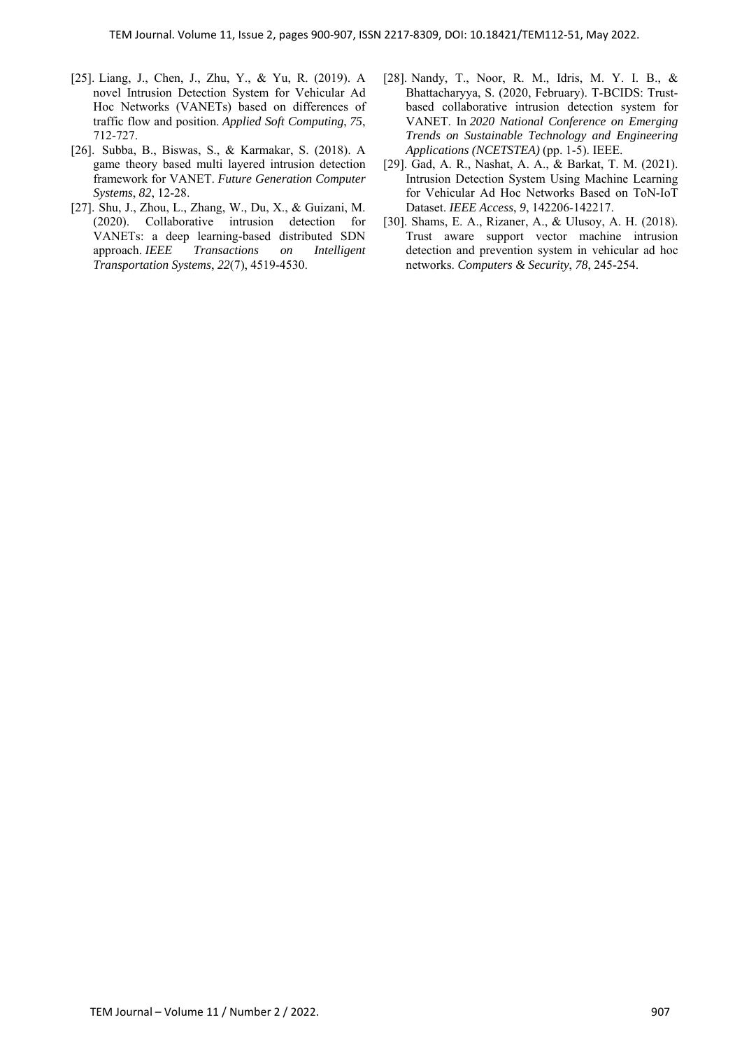[25]. Liang, J., Chen, J., Zhu, Y., & Yu, R. (2019). A novel Intrusion Detection System for Vehicular Ad Hoc Networks (VANETs) based on differences of traffic flow and position. *Applied Soft Computing*, *75*, 712-727.

[26]. Subba, B., Biswas, S., & Karmakar, S. (2018). A game theory based multi layered intrusion detection framework for VANET. *Future Generation Computer Systems*, *82*, 12-28.

[27]. Shu, J., Zhou, L., Zhang, W., Du, X., & Guizani, M. (2020). Collaborative intrusion detection for VANETs: a deep learning-based distributed SDN approach. *IEEE Transactions on Intelligent Transportation Systems*, *22*(7), 4519-4530.

[28]. Nandy, T., Noor, R. M., Idris, M. Y. I. B., & Bhattacharyya, S. (2020, February). T-BCIDS: Trust-based collaborative intrusion detection system for VANET. In *2020 National Conference on Emerging Trends on Sustainable Technology and Engineering Applications (NCETSTEA)* (pp. 1-5). IEEE.

[29]. Gad, A. R., Nashat, A. A., & Barkat, T. M. (2021). Intrusion Detection System Using Machine Learning for Vehicular Ad Hoc Networks Based on ToN-IoT Dataset. *IEEE Access*, *9*, 142206-142217.

[30]. Shams, E. A., Rizaner, A., & Ulusoy, A. H. (2018). Trust aware support vector machine intrusion detection and prevention system in vehicular ad hoc networks. *Computers & Security*, *78*, 245-254.